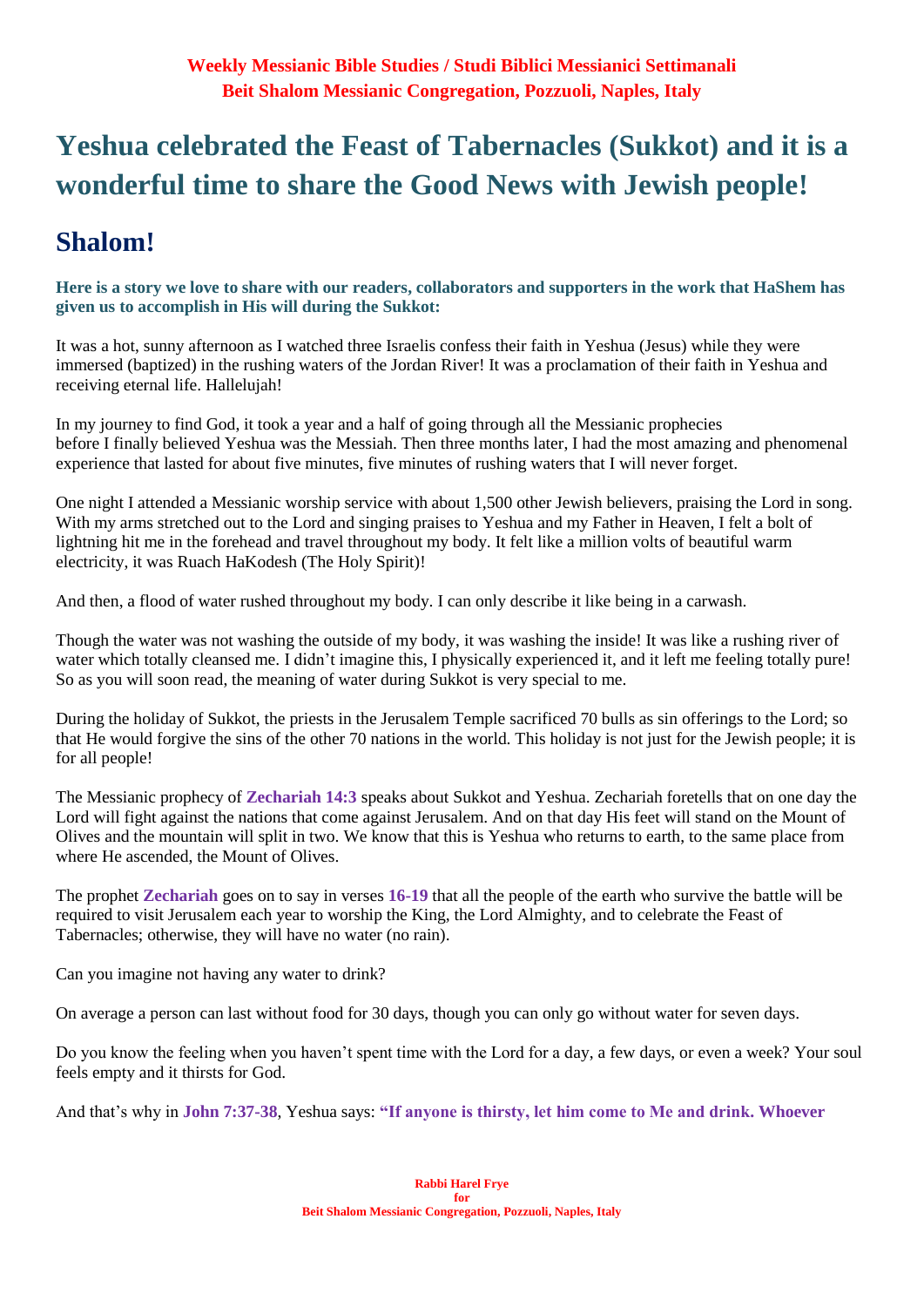**Weekly Messianic Bible Studies / Studi Biblici Messianici Settimanali**
**Beit Shalom Messianic Congregation, Pozzuoli, Naples, Italy**

# Yeshua celebrated the Feast of Tabernacles (Sukkot) and it is a wonderful time to share the Good News with Jewish people!

## Shalom!

**Here is a story we love to share with our readers, collaborators and supporters in the work that HaShem has given us to accomplish in His will during the Sukkot:**

It was a hot, sunny afternoon as I watched three Israelis confess their faith in Yeshua (Jesus) while they were immersed (baptized) in the rushing waters of the Jordan River! It was a proclamation of their faith in Yeshua and receiving eternal life. Hallelujah!

In my journey to find God, it took a year and a half of going through all the Messianic prophecies before I finally believed Yeshua was the Messiah. Then three months later, I had the most amazing and phenomenal experience that lasted for about five minutes, five minutes of rushing waters that I will never forget.

One night I attended a Messianic worship service with about 1,500 other Jewish believers, praising the Lord in song. With my arms stretched out to the Lord and singing praises to Yeshua and my Father in Heaven, I felt a bolt of lightning hit me in the forehead and travel throughout my body. It felt like a million volts of beautiful warm electricity, it was Ruach HaKodesh (The Holy Spirit)!

And then, a flood of water rushed throughout my body. I can only describe it like being in a carwash.

Though the water was not washing the outside of my body, it was washing the inside! It was like a rushing river of water which totally cleansed me. I didn't imagine this, I physically experienced it, and it left me feeling totally pure! So as you will soon read, the meaning of water during Sukkot is very special to me.

During the holiday of Sukkot, the priests in the Jerusalem Temple sacrificed 70 bulls as sin offerings to the Lord; so that He would forgive the sins of the other 70 nations in the world. This holiday is not just for the Jewish people; it is for all people!

The Messianic prophecy of **Zechariah 14:3** speaks about Sukkot and Yeshua. Zechariah foretells that on one day the Lord will fight against the nations that come against Jerusalem. And on that day His feet will stand on the Mount of Olives and the mountain will split in two. We know that this is Yeshua who returns to earth, to the same place from where He ascended, the Mount of Olives.

The prophet **Zechariah** goes on to say in verses **16-19** that all the people of the earth who survive the battle will be required to visit Jerusalem each year to worship the King, the Lord Almighty, and to celebrate the Feast of Tabernacles; otherwise, they will have no water (no rain).

Can you imagine not having any water to drink?

On average a person can last without food for 30 days, though you can only go without water for seven days.

Do you know the feeling when you haven't spent time with the Lord for a day, a few days, or even a week? Your soul feels empty and it thirsts for God.

And that's why in **John 7:37-38**, Yeshua says: **"If anyone is thirsty, let him come to Me and drink. Whoever**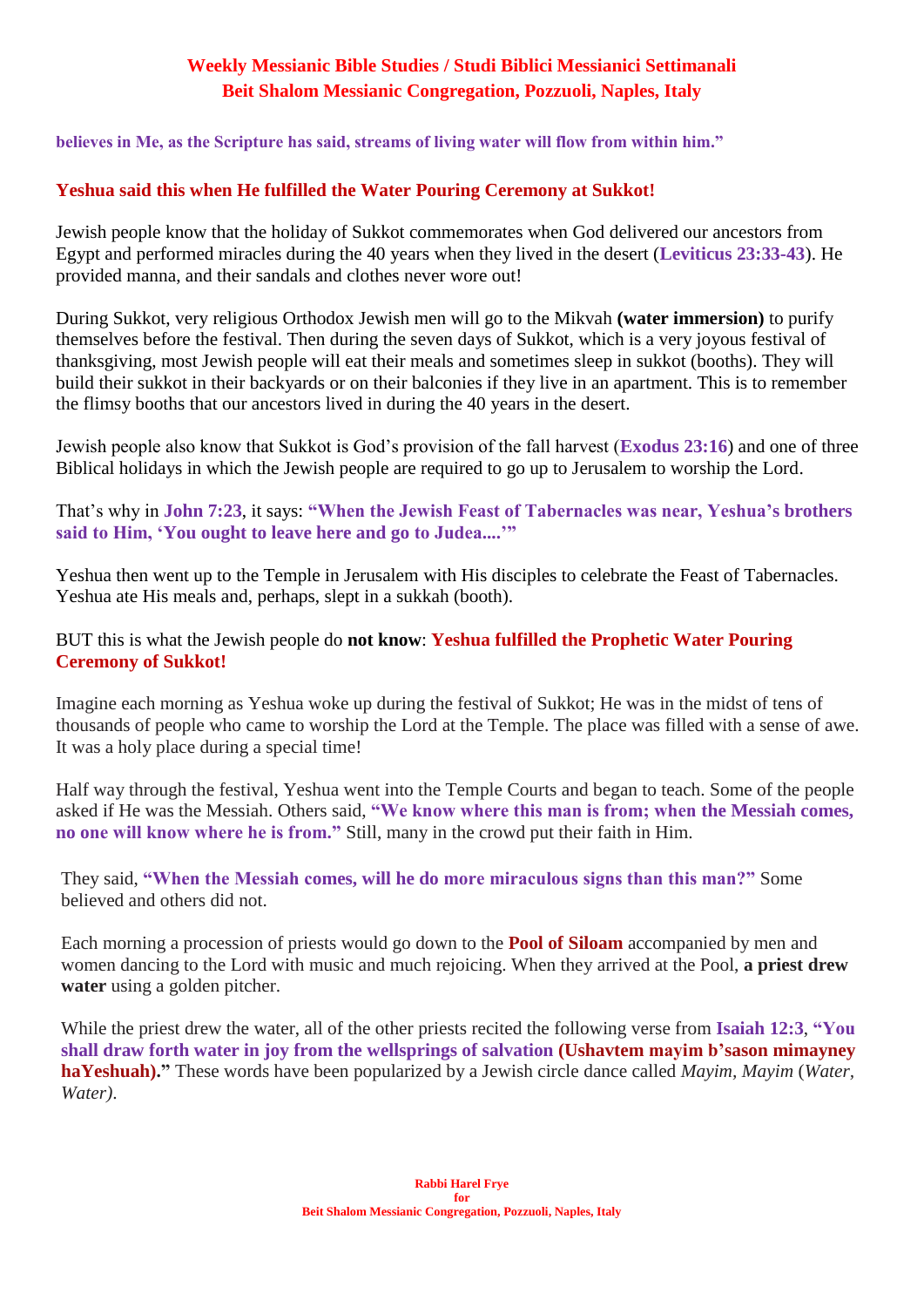**believes in Me, as the Scripture has said, streams of living water will flow from within him."**

**Yeshua said this when He fulfilled the Water Pouring Ceremony at Sukkot!**

Jewish people know that the holiday of Sukkot commemorates when God delivered our ancestors from Egypt and performed miracles during the 40 years when they lived in the desert (**Leviticus 23:33-43**). He provided manna, and their sandals and clothes never wore out!

During Sukkot, very religious Orthodox Jewish men will go to the Mikvah **(water immersion)** to purify themselves before the festival. Then during the seven days of Sukkot, which is a very joyous festival of thanksgiving, most Jewish people will eat their meals and sometimes sleep in sukkot (booths). They will build their sukkot in their backyards or on their balconies if they live in an apartment. This is to remember the flimsy booths that our ancestors lived in during the 40 years in the desert.

Jewish people also know that Sukkot is God's provision of the fall harvest (**Exodus 23:16**) and one of three Biblical holidays in which the Jewish people are required to go up to Jerusalem to worship the Lord.

That's why in **John 7:23**, it says: **"When the Jewish Feast of Tabernacles was near, Yeshua's brothers said to Him, 'You ought to leave here and go to Judea....'"**

Yeshua then went up to the Temple in Jerusalem with His disciples to celebrate the Feast of Tabernacles. Yeshua ate His meals and, perhaps, slept in a sukkah (booth).

BUT this is what the Jewish people do **not know**: **Yeshua fulfilled the Prophetic Water Pouring Ceremony of Sukkot!**

Imagine each morning as Yeshua woke up during the festival of Sukkot; He was in the midst of tens of thousands of people who came to worship the Lord at the Temple. The place was filled with a sense of awe. It was a holy place during a special time!

Half way through the festival, Yeshua went into the Temple Courts and began to teach. Some of the people asked if He was the Messiah. Others said, **"We know where this man is from; when the Messiah comes, no one will know where he is from."** Still, many in the crowd put their faith in Him.

They said, **"When the Messiah comes, will he do more miraculous signs than this man?"** Some believed and others did not.

Each morning a procession of priests would go down to the **Pool of Siloam** accompanied by men and women dancing to the Lord with music and much rejoicing. When they arrived at the Pool, **a priest drew water** using a golden pitcher.

While the priest drew the water, all of the other priests recited the following verse from **Isaiah 12:3**, **"You shall draw forth water in joy from the wellsprings of salvation (Ushavtem mayim b'sason mimayney haYeshuah)."** These words have been popularized by a Jewish circle dance called *Mayim, Mayim* (*Water, Water)*.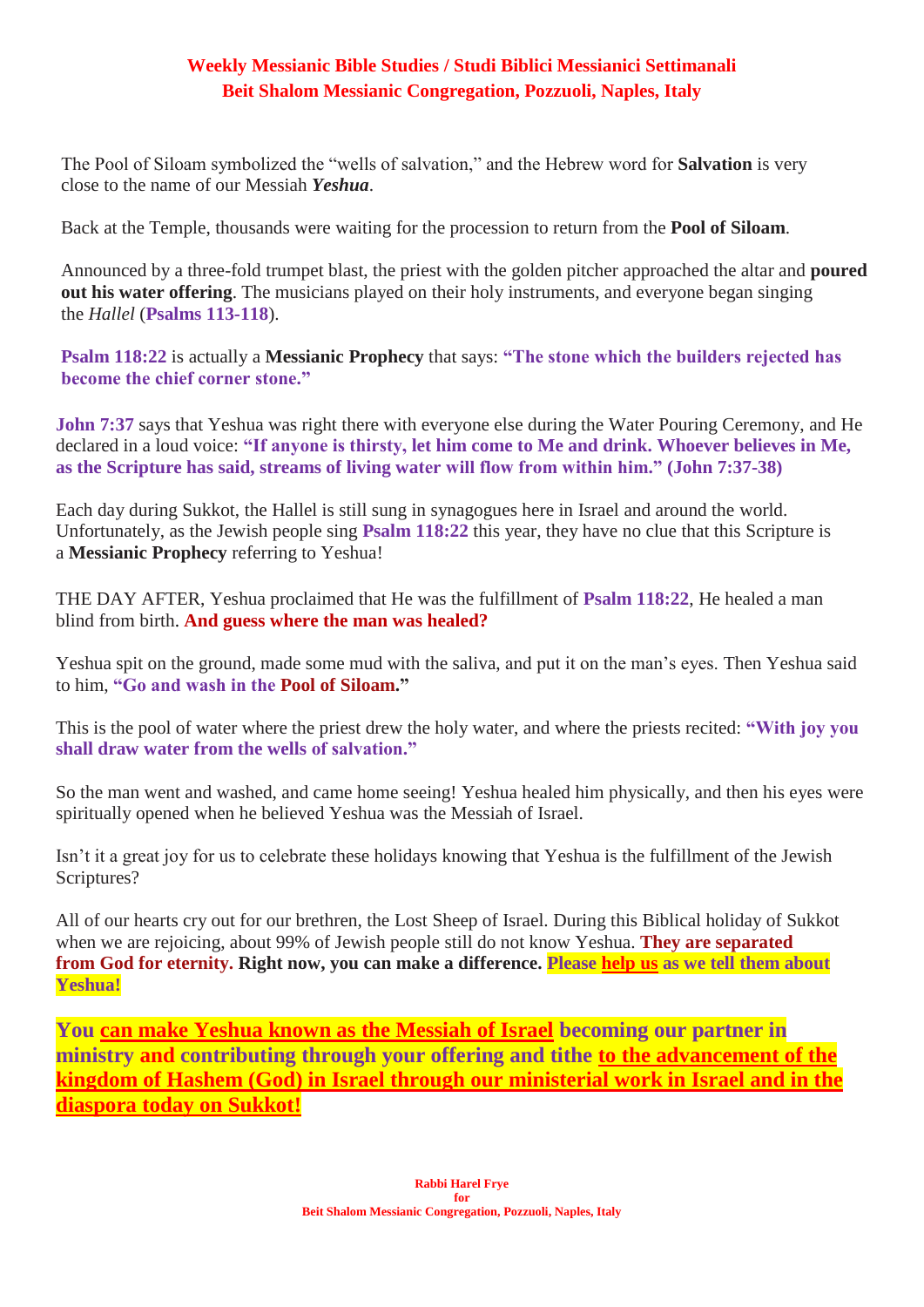The Pool of Siloam symbolized the "wells of salvation," and the Hebrew word for **Salvation** is very close to the name of our Messiah ***Yeshua***.

Back at the Temple, thousands were waiting for the procession to return from the **Pool of Siloam**.

Announced by a three-fold trumpet blast, the priest with the golden pitcher approached the altar and **poured out his water offering**. The musicians played on their holy instruments, and everyone began singing the *Hallel* (**Psalms 113-118**).

**Psalm 118:22** is actually a **Messianic Prophecy** that says: **"The stone which the builders rejected has become the chief corner stone."**

**John 7:37** says that Yeshua was right there with everyone else during the Water Pouring Ceremony, and He declared in a loud voice: **"If anyone is thirsty, let him come to Me and drink. Whoever believes in Me, as the Scripture has said, streams of living water will flow from within him." (John 7:37-38)**

Each day during Sukkot, the Hallel is still sung in synagogues here in Israel and around the world. Unfortunately, as the Jewish people sing **Psalm 118:22** this year, they have no clue that this Scripture is a **Messianic Prophecy** referring to Yeshua!

THE DAY AFTER, Yeshua proclaimed that He was the fulfillment of **Psalm 118:22**, He healed a man blind from birth. **And guess where the man was healed?**

Yeshua spit on the ground, made some mud with the saliva, and put it on the man's eyes. Then Yeshua said to him, **"Go and wash in the Pool of Siloam."**

This is the pool of water where the priest drew the holy water, and where the priests recited: **"With joy you shall draw water from the wells of salvation."**

So the man went and washed, and came home seeing! Yeshua healed him physically, and then his eyes were spiritually opened when he believed Yeshua was the Messiah of Israel.

Isn't it a great joy for us to celebrate these holidays knowing that Yeshua is the fulfillment of the Jewish Scriptures?

All of our hearts cry out for our brethren, the Lost Sheep of Israel. During this Biblical holiday of Sukkot when we are rejoicing, about 99% of Jewish people still do not know Yeshua. **They are separated from God for eternity. Right now, you can make a difference. Please help us as we tell them about Yeshua!**

**You can make Yeshua known as the Messiah of Israel becoming our partner in ministry and contributing through your offering and tithe to the advancement of the kingdom of Hashem (God) in Israel through our ministerial work in Israel and in the diaspora today on Sukkot!**

**Rabbi Harel Frye**
**for**
**Beit Shalom Messianic Congregation, Pozzuoli, Naples, Italy**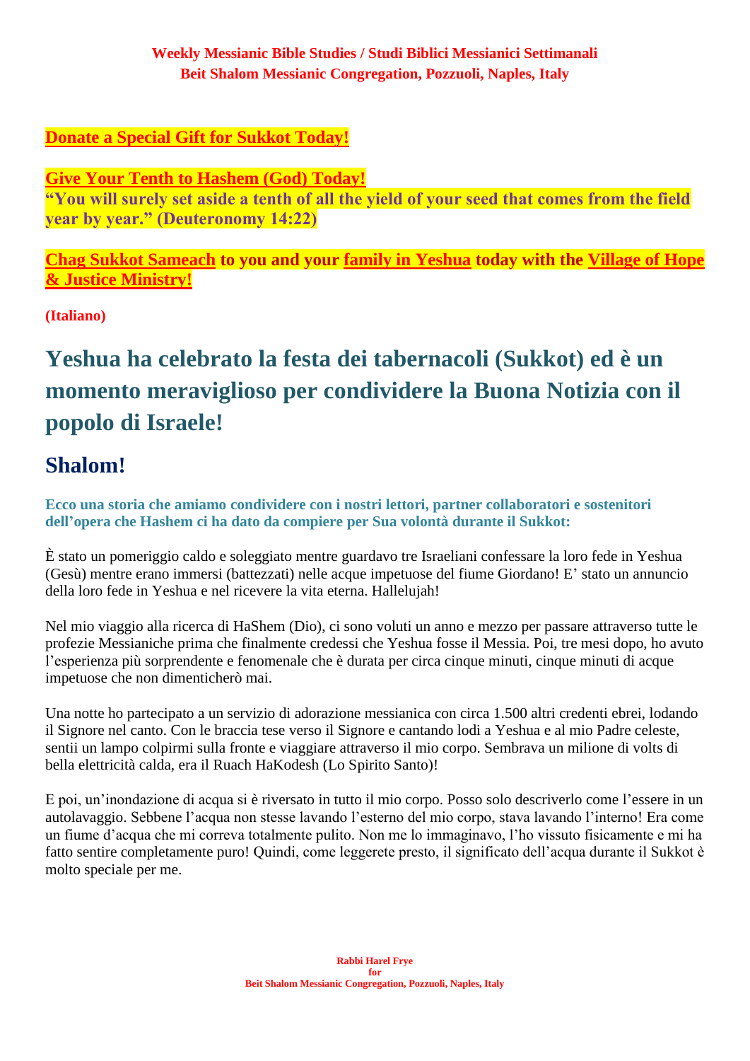**Donate a Special Gift for Sukkot Today!**

**Give Your Tenth to Hashem (God) Today!**
**"You will surely set aside a tenth of all the yield of your seed that comes from the field year by year." (Deuteronomy 14:22)**

**Chag Sukkot Sameach to you and your family in Yeshua today with the Village of Hope & Justice Ministry!**

**(Italiano)**

# Yeshua ha celebrato la festa dei tabernacoli (Sukkot) ed è un momento meraviglioso per condividere la Buona Notizia con il popolo di Israele!

## Shalom!

**Ecco una storia che amiamo condividere con i nostri lettori, partner collaboratori e sostenitori dell'opera che Hashem ci ha dato da compiere per Sua volontà durante il Sukkot:**

È stato un pomeriggio caldo e soleggiato mentre guardavo tre Israeliani confessare la loro fede in Yeshua (Gesù) mentre erano immersi (battezzati) nelle acque impetuose del fiume Giordano! E' stato un annuncio della loro fede in Yeshua e nel ricevere la vita eterna. Hallelujah!

Nel mio viaggio alla ricerca di HaShem (Dio), ci sono voluti un anno e mezzo per passare attraverso tutte le profezie Messianiche prima che finalmente credessi che Yeshua fosse il Messia. Poi, tre mesi dopo, ho avuto l'esperienza più sorprendente e fenomenale che è durata per circa cinque minuti, cinque minuti di acque impetuose che non dimenticherò mai.

Una notte ho partecipato a un servizio di adorazione messianica con circa 1.500 altri credenti ebrei, lodando il Signore nel canto. Con le braccia tese verso il Signore e cantando lodi a Yeshua e al mio Padre celeste, sentii un lampo colpirmi sulla fronte e viaggiare attraverso il mio corpo. Sembrava un milione di volts di bella elettricità calda, era il Ruach HaKodesh (Lo Spirito Santo)!

E poi, un'inondazione di acqua si è riversato in tutto il mio corpo. Posso solo descriverlo come l'essere in un autolavaggio. Sebbene l'acqua non stesse lavando l'esterno del mio corpo, stava lavando l'interno! Era come un fiume d'acqua che mi correva totalmente pulito. Non me lo immaginavo, l'ho vissuto fisicamente e mi ha fatto sentire completamente puro! Quindi, come leggerete presto, il significato dell'acqua durante il Sukkot è molto speciale per me.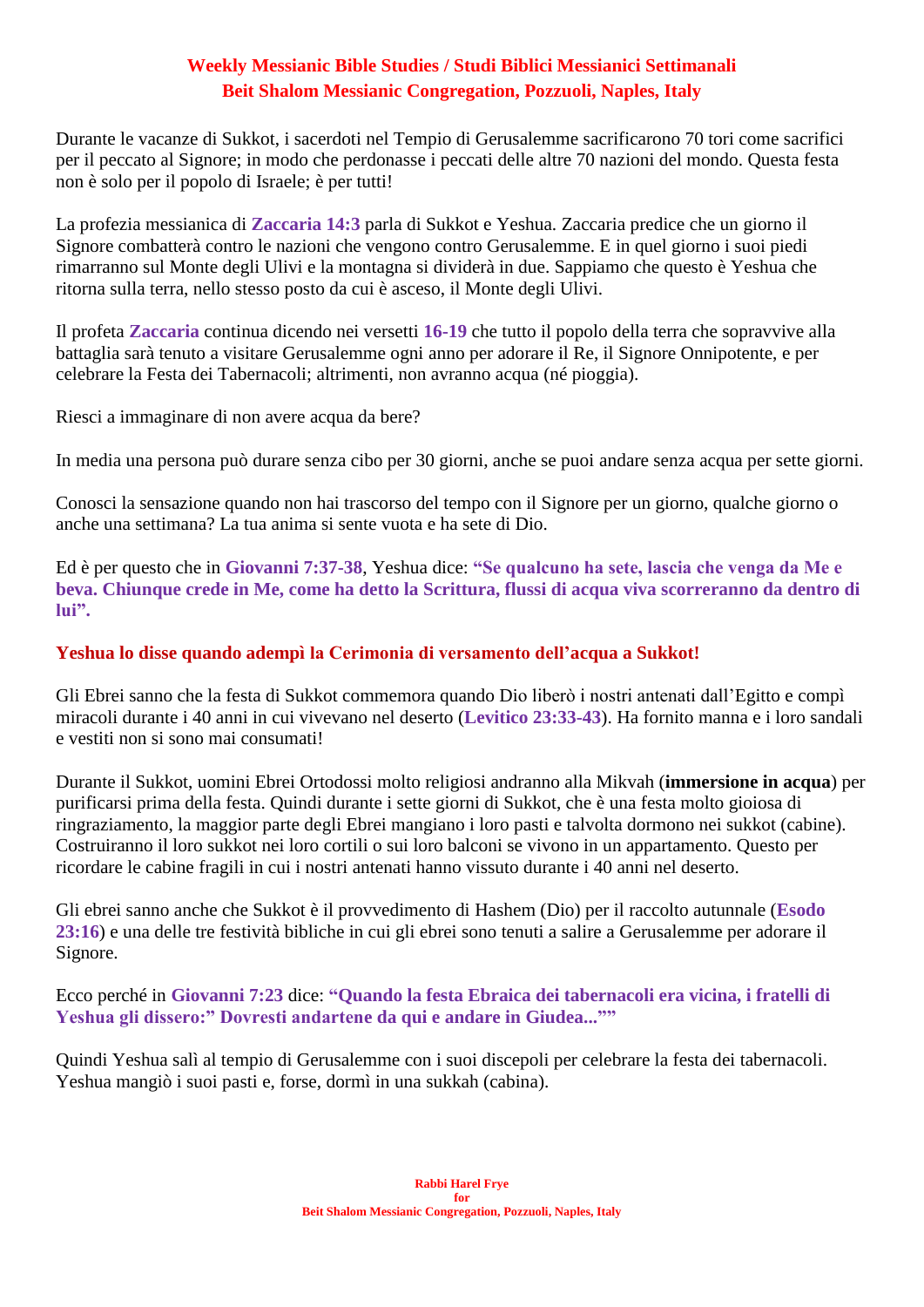**Weekly Messianic Bible Studies / Studi Biblici Messianici Settimanali**
**Beit Shalom Messianic Congregation, Pozzuoli, Naples, Italy**

Durante le vacanze di Sukkot, i sacerdoti nel Tempio di Gerusalemme sacrificarono 70 tori come sacrifici per il peccato al Signore; in modo che perdonasse i peccati delle altre 70 nazioni del mondo. Questa festa non è solo per il popolo di Israele; è per tutti!

La profezia messianica di **Zaccaria 14:3** parla di Sukkot e Yeshua. Zaccaria predice che un giorno il Signore combatterà contro le nazioni che vengono contro Gerusalemme. E in quel giorno i suoi piedi rimarranno sul Monte degli Ulivi e la montagna si dividerà in due. Sappiamo che questo è Yeshua che ritorna sulla terra, nello stesso posto da cui è asceso, il Monte degli Ulivi.

Il profeta **Zaccaria** continua dicendo nei versetti **16-19** che tutto il popolo della terra che sopravvive alla battaglia sarà tenuto a visitare Gerusalemme ogni anno per adorare il Re, il Signore Onnipotente, e per celebrare la Festa dei Tabernacoli; altrimenti, non avranno acqua (né pioggia).

Riesci a immaginare di non avere acqua da bere?

In media una persona può durare senza cibo per 30 giorni, anche se puoi andare senza acqua per sette giorni.

Conosci la sensazione quando non hai trascorso del tempo con il Signore per un giorno, qualche giorno o anche una settimana? La tua anima si sente vuota e ha sete di Dio.

Ed è per questo che in **Giovanni 7:37-38**, Yeshua dice: **"Se qualcuno ha sete, lascia che venga da Me e beva. Chiunque crede in Me, come ha detto la Scrittura, flussi di acqua viva scorreranno da dentro di lui".**

**Yeshua lo disse quando adempì la Cerimonia di versamento dell'acqua a Sukkot!**

Gli Ebrei sanno che la festa di Sukkot commemora quando Dio liberò i nostri antenati dall'Egitto e compì miracoli durante i 40 anni in cui vivevano nel deserto (**Levitico 23:33-43**). Ha fornito manna e i loro sandali e vestiti non si sono mai consumati!

Durante il Sukkot, uomini Ebrei Ortodossi molto religiosi andranno alla Mikvah (**immersione in acqua**) per purificarsi prima della festa. Quindi durante i sette giorni di Sukkot, che è una festa molto gioiosa di ringraziamento, la maggior parte degli Ebrei mangiano i loro pasti e talvolta dormono nei sukkot (cabine). Costruiranno il loro sukkot nei loro cortili o sui loro balconi se vivono in un appartamento. Questo per ricordare le cabine fragili in cui i nostri antenati hanno vissuto durante i 40 anni nel deserto.

Gli ebrei sanno anche che Sukkot è il provvedimento di Hashem (Dio) per il raccolto autunnale (**Esodo 23:16**) e una delle tre festività bibliche in cui gli ebrei sono tenuti a salire a Gerusalemme per adorare il Signore.

Ecco perché in **Giovanni 7:23** dice: **"Quando la festa Ebraica dei tabernacoli era vicina, i fratelli di Yeshua gli dissero:" Dovresti andartene da qui e andare in Giudea...""**

Quindi Yeshua salì al tempio di Gerusalemme con i suoi discepoli per celebrare la festa dei tabernacoli. Yeshua mangiò i suoi pasti e, forse, dormì in una sukkah (cabina).

**Rabbi Harel Frye**
**for**
**Beit Shalom Messianic Congregation, Pozzuoli, Naples, Italy**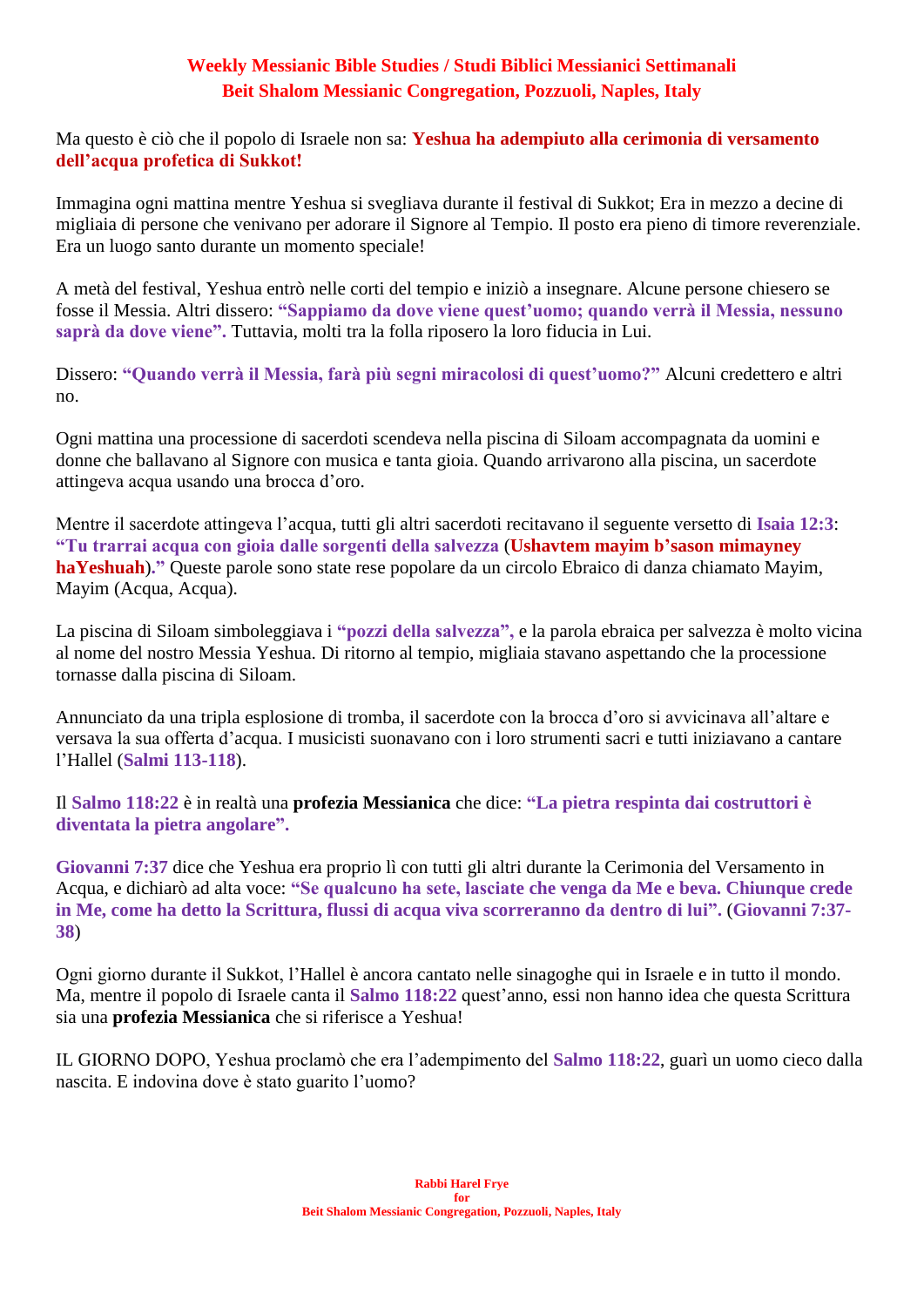Ma questo è ciò che il popolo di Israele non sa: **Yeshua ha adempiuto alla cerimonia di versamento dell'acqua profetica di Sukkot!**

Immagina ogni mattina mentre Yeshua si svegliava durante il festival di Sukkot; Era in mezzo a decine di migliaia di persone che venivano per adorare il Signore al Tempio. Il posto era pieno di timore reverenziale. Era un luogo santo durante un momento speciale!

A metà del festival, Yeshua entrò nelle corti del tempio e iniziò a insegnare. Alcune persone chiesero se fosse il Messia. Altri dissero: **"Sappiamo da dove viene quest'uomo; quando verrà il Messia, nessuno saprà da dove viene".** Tuttavia, molti tra la folla riposero la loro fiducia in Lui.

Dissero: **"Quando verrà il Messia, farà più segni miracolosi di quest'uomo?"** Alcuni credettero e altri no.

Ogni mattina una processione di sacerdoti scendeva nella piscina di Siloam accompagnata da uomini e donne che ballavano al Signore con musica e tanta gioia. Quando arrivarono alla piscina, un sacerdote attingeva acqua usando una brocca d'oro.

Mentre il sacerdote attingeva l'acqua, tutti gli altri sacerdoti recitavano il seguente versetto di **Isaia 12:3**: **"Tu trarrai acqua con gioia dalle sorgenti della salvezza** (**Ushavtem mayim b'sason mimayney haYeshuah**)**."** Queste parole sono state rese popolare da un circolo Ebraico di danza chiamato Mayim, Mayim (Acqua, Acqua).

La piscina di Siloam simboleggiava i **"pozzi della salvezza",** e la parola ebraica per salvezza è molto vicina al nome del nostro Messia Yeshua. Di ritorno al tempio, migliaia stavano aspettando che la processione tornasse dalla piscina di Siloam.

Annunciato da una tripla esplosione di tromba, il sacerdote con la brocca d'oro si avvicinava all'altare e versava la sua offerta d'acqua. I musicisti suonavano con i loro strumenti sacri e tutti iniziavano a cantare l'Hallel (**Salmi 113-118**).

Il **Salmo 118:22** è in realtà una **profezia Messianica** che dice: **"La pietra respinta dai costruttori è diventata la pietra angolare".**

**Giovanni 7:37** dice che Yeshua era proprio lì con tutti gli altri durante la Cerimonia del Versamento in Acqua, e dichiarò ad alta voce: **"Se qualcuno ha sete, lasciate che venga da Me e beva. Chiunque crede in Me, come ha detto la Scrittura, flussi di acqua viva scorreranno da dentro di lui".** (**Giovanni 7:37-38**)

Ogni giorno durante il Sukkot, l'Hallel è ancora cantato nelle sinagoghe qui in Israele e in tutto il mondo. Ma, mentre il popolo di Israele canta il **Salmo 118:22** quest'anno, essi non hanno idea che questa Scrittura sia una **profezia Messianica** che si riferisce a Yeshua!

IL GIORNO DOPO, Yeshua proclamò che era l'adempimento del **Salmo 118:22**, guarì un uomo cieco dalla nascita. E indovina dove è stato guarito l'uomo?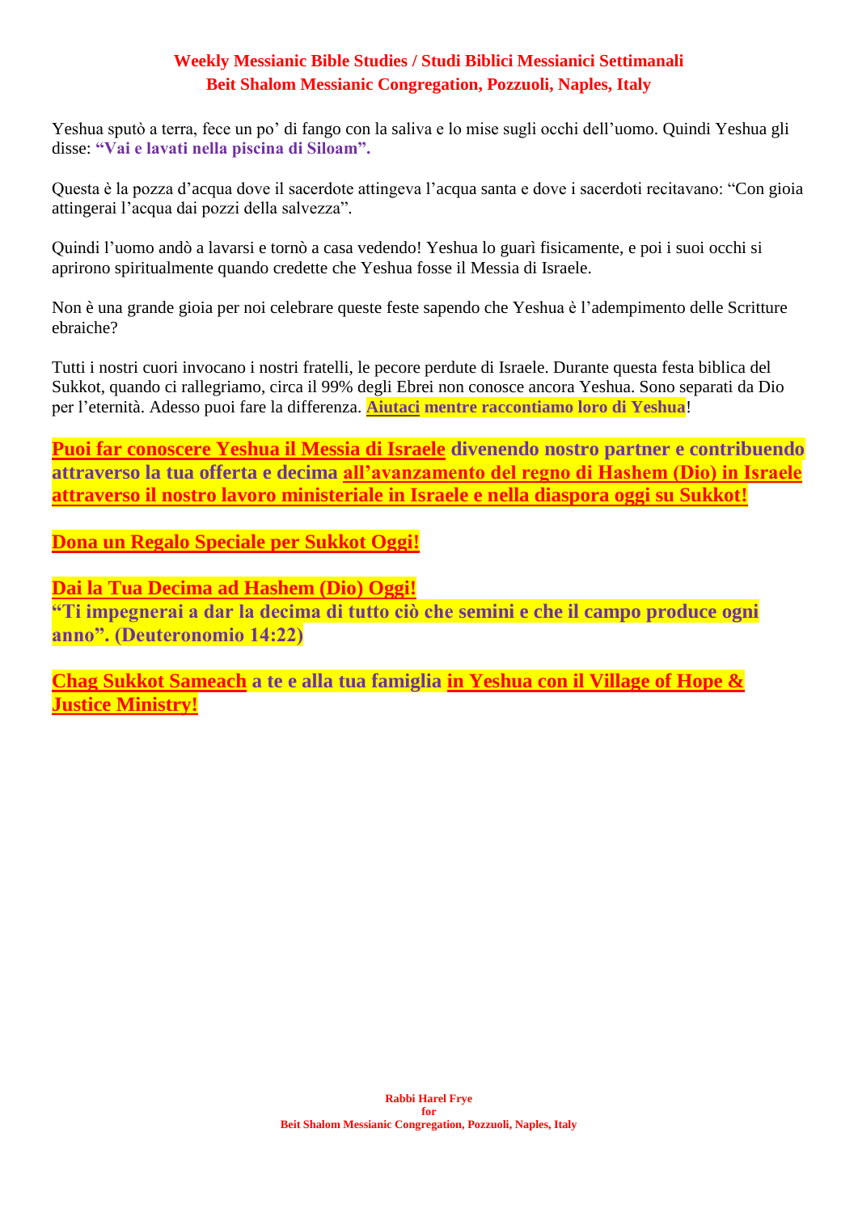Yeshua sputò a terra, fece un po' di fango con la saliva e lo mise sugli occhi dell'uomo. Quindi Yeshua gli disse: **"Vai e lavati nella piscina di Siloam".**

Questa è la pozza d'acqua dove il sacerdote attingeva l'acqua santa e dove i sacerdoti recitavano: "Con gioia attingerai l'acqua dai pozzi della salvezza".

Quindi l'uomo andò a lavarsi e tornò a casa vedendo! Yeshua lo guarì fisicamente, e poi i suoi occhi si aprirono spiritualmente quando credette che Yeshua fosse il Messia di Israele.

Non è una grande gioia per noi celebrare queste feste sapendo che Yeshua è l'adempimento delle Scritture ebraiche?

Tutti i nostri cuori invocano i nostri fratelli, le pecore perdute di Israele. Durante questa festa biblica del Sukkot, quando ci rallegriamo, circa il 99% degli Ebrei non conosce ancora Yeshua. Sono separati da Dio per l'eternità. Adesso puoi fare la differenza. **Aiutaci mentre raccontiamo loro di Yeshua**!

**Puoi far conoscere Yeshua il Messia di Israele divenendo nostro partner e contribuendo attraverso la tua offerta e decima all'avanzamento del regno di Hashem (Dio) in Israele attraverso il nostro lavoro ministeriale in Israele e nella diaspora oggi su Sukkot!**

**Dona un Regalo Speciale per Sukkot Oggi!**

**Dai la Tua Decima ad Hashem (Dio) Oggi!**
**"Ti impegnerai a dar la decima di tutto ciò che semini e che il campo produce ogni anno". (Deuteronomio 14:22)**

**Chag Sukkot Sameach a te e alla tua famiglia in Yeshua con il Village of Hope & Justice Ministry!**

**Rabbi Harel Frye**
**for**
**Beit Shalom Messianic Congregation, Pozzuoli, Naples, Italy**